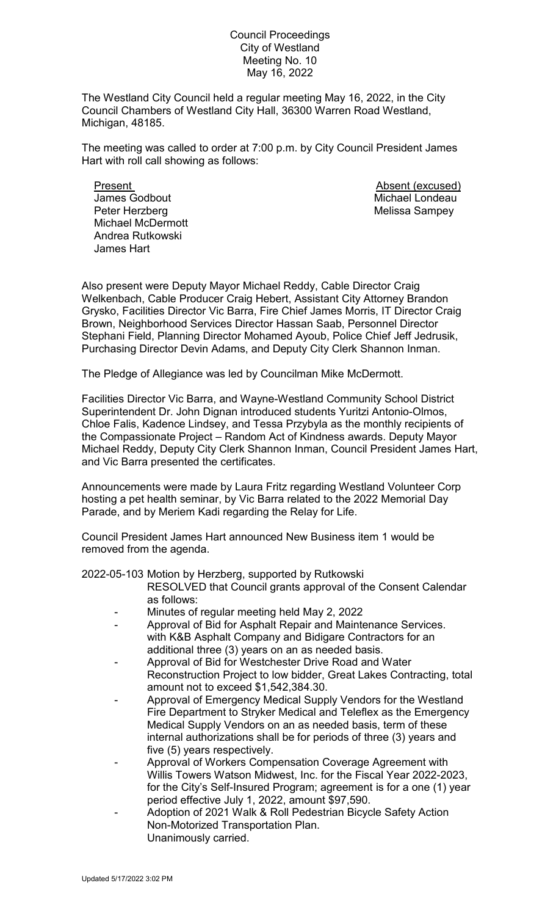# Council Proceedings
## City of Westland
### Meeting No. 10
### May 16, 2022

The Westland City Council held a regular meeting May 16, 2022, in the City Council Chambers of Westland City Hall, 36300 Warren Road Westland, Michigan, 48185.

The meeting was called to order at 7:00 p.m. by City Council President James Hart with roll call showing as follows:

| Present | Absent (excused) |
|---|---|
| James Godbout | Michael Londeau |
| Peter Herzberg | Melissa Sampey |
| Michael McDermott | |
| Andrea Rutkowski | |
| James Hart | |

Also present were Deputy Mayor Michael Reddy, Cable Director Craig Welkenbach, Cable Producer Craig Hebert, Assistant City Attorney Brandon Grysko, Facilities Director Vic Barra, Fire Chief James Morris, IT Director Craig Brown, Neighborhood Services Director Hassan Saab, Personnel Director Stephani Field, Planning Director Mohamed Ayoub, Police Chief Jeff Jedrusik, Purchasing Director Devin Adams, and Deputy City Clerk Shannon Inman.

The Pledge of Allegiance was led by Councilman Mike McDermott.

Facilities Director Vic Barra, and Wayne-Westland Community School District Superintendent Dr. John Dignan introduced students Yuritzi Antonio-Olmos, Chloe Falis, Kadence Lindsey, and Tessa Przybyla as the monthly recipients of the Compassionate Project – Random Act of Kindness awards. Deputy Mayor Michael Reddy, Deputy City Clerk Shannon Inman, Council President James Hart, and Vic Barra presented the certificates.

Announcements were made by Laura Fritz regarding Westland Volunteer Corp hosting a pet health seminar, by Vic Barra related to the 2022 Memorial Day Parade, and by Meriem Kadi regarding the Relay for Life.

Council President James Hart announced New Business item 1 would be removed from the agenda.

2022-05-103 Motion by Herzberg, supported by Rutkowski

RESOLVED that Council grants approval of the Consent Calendar as follows:

- Minutes of regular meeting held May 2, 2022
- Approval of Bid for Asphalt Repair and Maintenance Services. with K&B Asphalt Company and Bidigare Contractors for an additional three (3) years on an as needed basis.
- Approval of Bid for Westchester Drive Road and Water Reconstruction Project to low bidder, Great Lakes Contracting, total amount not to exceed $1,542,384.30.
- Approval of Emergency Medical Supply Vendors for the Westland Fire Department to Stryker Medical and Teleflex as the Emergency Medical Supply Vendors on an as needed basis, term of these internal authorizations shall be for periods of three (3) years and five (5) years respectively.
- Approval of Workers Compensation Coverage Agreement with Willis Towers Watson Midwest, Inc. for the Fiscal Year 2022-2023, for the City's Self-Insured Program; agreement is for a one (1) year period effective July 1, 2022, amount $97,590.
- Adoption of 2021 Walk & Roll Pedestrian Bicycle Safety Action Non-Motorized Transportation Plan.

Unanimously carried.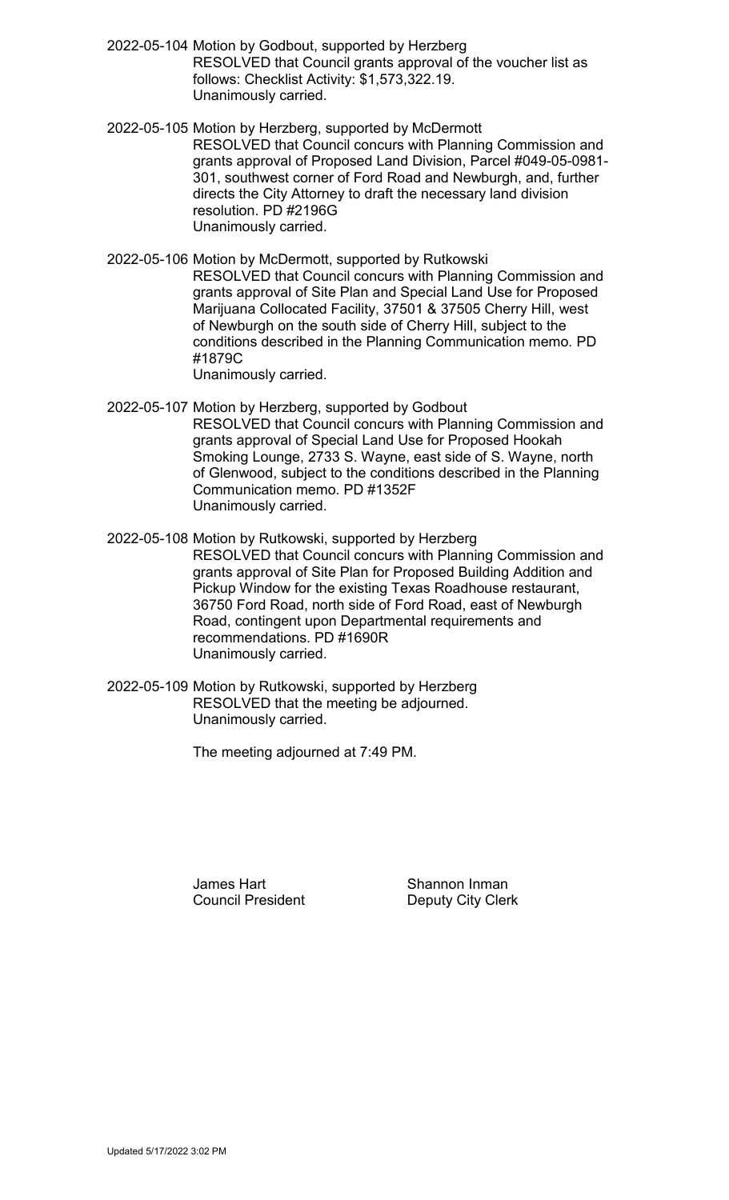2022-05-104 Motion by Godbout, supported by Herzberg
RESOLVED that Council grants approval of the voucher list as follows: Checklist Activity: $1,573,322.19.
Unanimously carried.

2022-05-105 Motion by Herzberg, supported by McDermott
RESOLVED that Council concurs with Planning Commission and grants approval of Proposed Land Division, Parcel #049-05-0981-301, southwest corner of Ford Road and Newburgh, and, further directs the City Attorney to draft the necessary land division resolution. PD #2196G
Unanimously carried.

2022-05-106 Motion by McDermott, supported by Rutkowski
RESOLVED that Council concurs with Planning Commission and grants approval of Site Plan and Special Land Use for Proposed Marijuana Collocated Facility, 37501 & 37505 Cherry Hill, west of Newburgh on the south side of Cherry Hill, subject to the conditions described in the Planning Communication memo. PD #1879C
Unanimously carried.

2022-05-107 Motion by Herzberg, supported by Godbout
RESOLVED that Council concurs with Planning Commission and grants approval of Special Land Use for Proposed Hookah Smoking Lounge, 2733 S. Wayne, east side of S. Wayne, north of Glenwood, subject to the conditions described in the Planning Communication memo. PD #1352F
Unanimously carried.

2022-05-108 Motion by Rutkowski, supported by Herzberg
RESOLVED that Council concurs with Planning Commission and grants approval of Site Plan for Proposed Building Addition and Pickup Window for the existing Texas Roadhouse restaurant, 36750 Ford Road, north side of Ford Road, east of Newburgh Road, contingent upon Departmental requirements and recommendations. PD #1690R
Unanimously carried.

2022-05-109 Motion by Rutkowski, supported by Herzberg
RESOLVED that the meeting be adjourned.
Unanimously carried.

The meeting adjourned at 7:49 PM.

James Hart
Council President

Shannon Inman
Deputy City Clerk

Updated 5/17/2022 3:02 PM